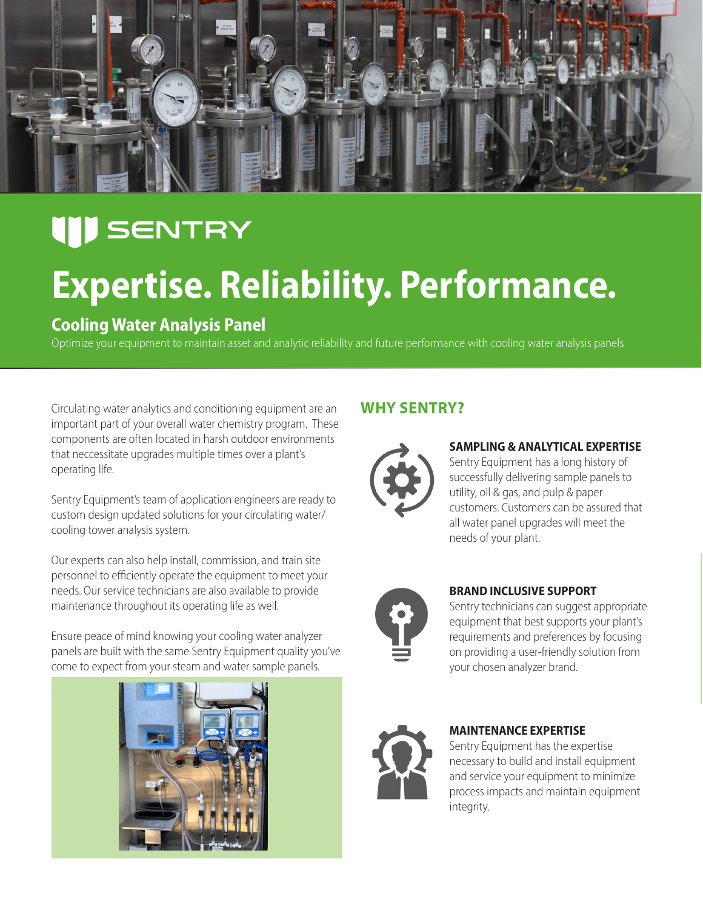SENTRY

# Expertise. Reliability. Performance.

## Cooling Water Analysis Panel

Optimize your equipment to maintain asset and analytic reliability and future performance with cooling water analysis panels

Circulating water analytics and conditioning equipment are an important part of your overall water chemistry program. These components are often located in harsh outdoor environments that neccessitate upgrades multiple times over a plant's operating life.

Sentry Equipment's team of application engineers are ready to custom design updated solutions for your circulating water/ cooling tower analysis system.

Our experts can also help install, commission, and train site personnel to efficiently operate the equipment to meet your needs. Our service technicians are also available to provide maintenance throughout its operating life as well.

Ensure peace of mind knowing your cooling water analyzer panels are built with the same Sentry Equipment quality you've come to expect from your steam and water sample panels.

## WHY SENTRY?

### SAMPLING & ANALYTICAL EXPERTISE

Sentry Equipment has a long history of successfully delivering sample panels to utility, oil & gas, and pulp & paper customers. Customers can be assured that all water panel upgrades will meet the needs of your plant.

### BRAND INCLUSIVE SUPPORT

Sentry technicians can suggest appropriate equipment that best supports your plant's requirements and preferences by focusing on providing a user-friendly solution from your chosen analyzer brand.

### MAINTENANCE EXPERTISE

Sentry Equipment has the expertise necessary to build and install equipment and service your equipment to minimize process impacts and maintain equipment integrity.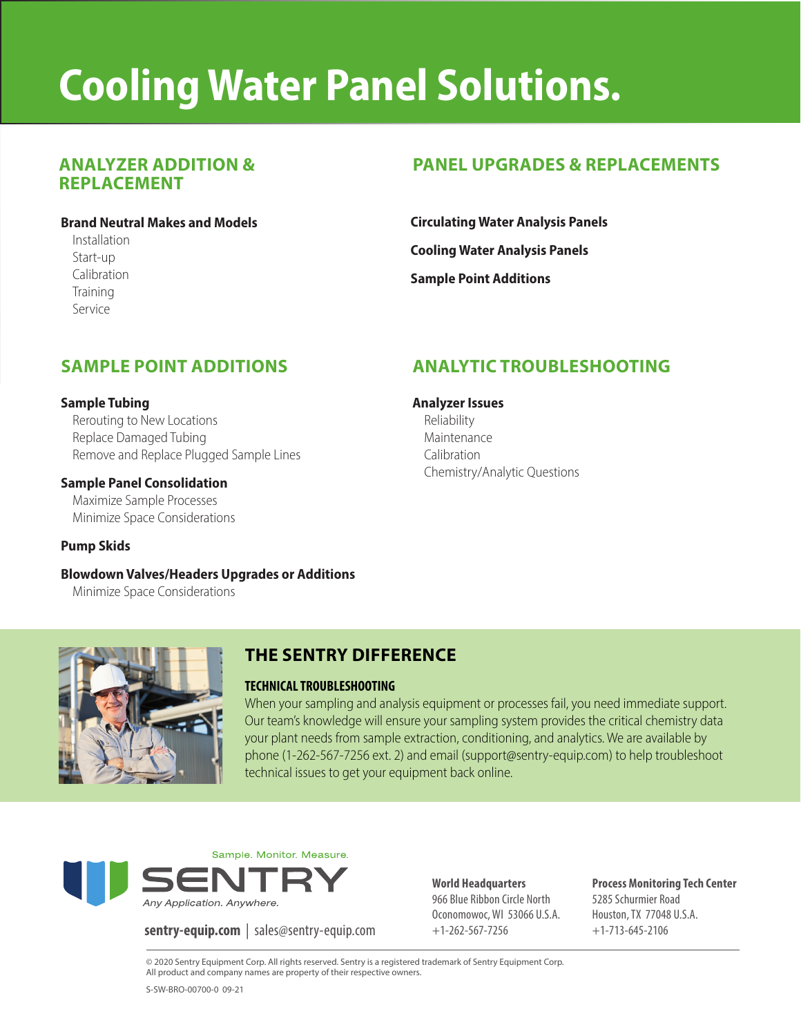# Cooling Water Panel Solutions.

## ANALYZER ADDITION & REPLACEMENT

**Brand Neutral Makes and Models**

- Installation
- Start-up
- Calibration
- Training
- Service

## PANEL UPGRADES & REPLACEMENTS

**Circulating Water Analysis Panels**

**Cooling Water Analysis Panels**

**Sample Point Additions**

## SAMPLE POINT ADDITIONS

**Sample Tubing**

- Rerouting to New Locations
- Replace Damaged Tubing
- Remove and Replace Plugged Sample Lines

**Sample Panel Consolidation**

- Maximize Sample Processes
- Minimize Space Considerations

**Pump Skids**

**Blowdown Valves/Headers Upgrades or Additions**

- Minimize Space Considerations

## ANALYTIC TROUBLESHOOTING

**Analyzer Issues**

- Reliability
- Maintenance
- Calibration
- Chemistry/Analytic Questions

## THE SENTRY DIFFERENCE

### TECHNICAL TROUBLESHOOTING

When your sampling and analysis equipment or processes fail, you need immediate support. Our team's knowledge will ensure your sampling system provides the critical chemistry data your plant needs from sample extraction, conditioning, and analytics. We are available by phone (1-262-567-7256 ext. 2) and email (support@sentry-equip.com) to help troubleshoot technical issues to get your equipment back online.

Sample. Monitor. Measure.

SENTRY

*Any Application. Anywhere.*

**sentry-equip.com** | sales@sentry-equip.com

**World Headquarters**
966 Blue Ribbon Circle North
Oconomowoc, WI 53066 U.S.A.
+1-262-567-7256

**Process Monitoring Tech Center**
5285 Schurmier Road
Houston, TX 77048 U.S.A.
+1-713-645-2106

© 2020 Sentry Equipment Corp. All rights reserved. Sentry is a registered trademark of Sentry Equipment Corp.
All product and company names are property of their respective owners.

S-SW-BRO-00700-0 09-21